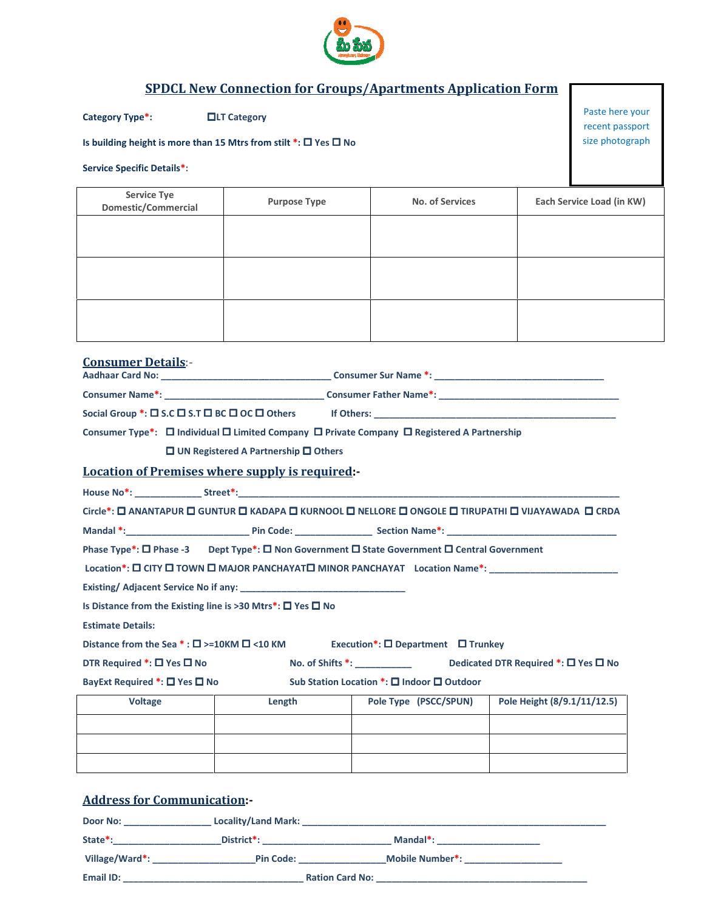## SPDCL New Connection for Groups/Apartments Application Form

Paste here your recent passport size photograph

**Category Type*:** ☐LT Category

**Is building height is more than 15 Mtrs from stilt *:** ☐ Yes ☐ No

**Service Specific Details*:**

| Service Tye Domestic/Commercial | Purpose Type | No. of Services | Each Service Load (in KW) |
|---|---|---|---|
| | | | |
| | | | |
| | | | |

## Consumer Details:-

**Aadhaar Card No:** ________________________________ **Consumer Sur Name *:** ________________________________

**Consumer Name*:** ______________________________ **Consumer Father Name*:** __________________________________

**Social Group *:** ☐ S.C ☐ S.T ☐ BC ☐ OC ☐ Others **If Others:** ______________________________________________

**Consumer Type*:** ☐ Individual ☐ Limited Company ☐ Private Company ☐ Registered A Partnership ☐ UN Registered A Partnership ☐ Others

## Location of Premises where supply is required:-

**House No*:** ____________ **Street*:**_________________________________________________________________

**Circle*:** ☐ ANANTAPUR ☐ GUNTUR ☐ KADAPA ☐ KURNOOL ☐ NELLORE ☐ ONGOLE ☐ TIRUPATHI ☐ VIJAYAWADA ☐ CRDA

**Mandal *:**________________________ **Pin Code:** ______________ **Section Name*:** ______________________________

**Phase Type*:** ☐ Phase -3 **Dept Type*:** ☐ Non Government ☐ State Government ☐ Central Government

**Location*:** ☐ CITY ☐ TOWN ☐ MAJOR PANCHAYAT☐ MINOR PANCHAYAT **Location Name*:** ________________________

**Existing/ Adjacent Service No if any:** ________________________________

**Is Distance from the Existing line is >30 Mtrs*:** ☐ Yes ☐ No

**Estimate Details:**

**Distance from the Sea * :** ☐ >=10KM ☐ <10 KM **Execution*:** ☐ Department ☐ Trunkey

**DTR Required *:** ☐ Yes ☐ No **No. of Shifts *:** __________ **Dedicated DTR Required *:** ☐ Yes ☐ No

**BayExt Required *:** ☐ Yes ☐ No **Sub Station Location *:** ☐ Indoor ☐ Outdoor

| Voltage | Length | Pole Type (PSCC/SPUN) | Pole Height (8/9.1/11/12.5) |
|---|---|---|---|
| | | | |
| | | | |
| | | | |

## Address for Communication:-

**Door No:** ________________ **Locality/Land Mark:** ____________________________________________________________

**State*:**_____________________**District*:** _________________________ **Mandal*:** ____________________

**Village/Ward*:** ___________________**Pin Code:** ________________**Mobile Number*:** __________________

**Email ID:** ___________________________________ **Ration Card No:** __________________________________________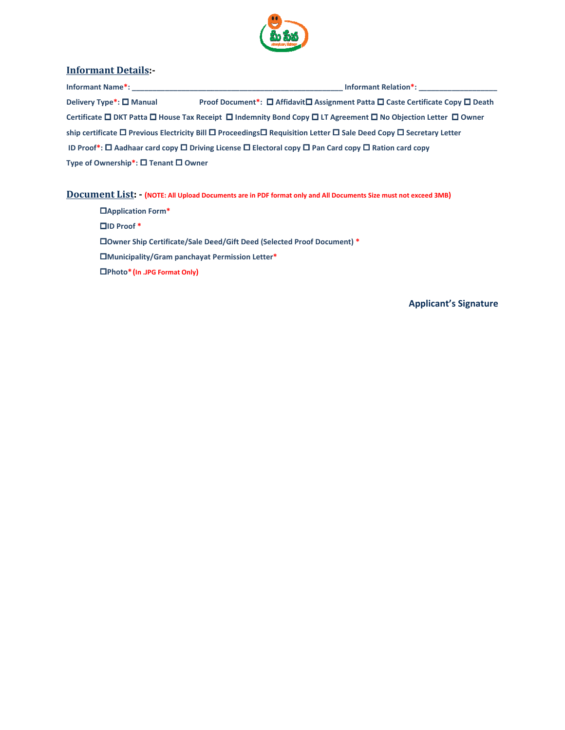## Informant Details:-

**Informant Name*: ___________________________________________________ Informant Relation*: ___________________**

**Delivery Type*: ☐ Manual          Proof Document*: ☐ Affidavit ☐ Assignment Patta ☐ Caste Certificate Copy ☐ Death Certificate ☐ DKT Patta ☐ House Tax Receipt ☐ Indemnity Bond Copy ☐ LT Agreement ☐ No Objection Letter ☐ Owner ship certificate ☐ Previous Electricity Bill ☐ Proceedings ☐ Requisition Letter ☐ Sale Deed Copy ☐ Secretary Letter**

**ID Proof*: ☐ Aadhaar card copy ☐ Driving License ☐ Electoral copy ☐ Pan Card copy ☐ Ration card copy**

**Type of Ownership*: ☐ Tenant ☐ Owner**

## Document List: - (NOTE: All Upload Documents are in PDF format only and All Documents Size must not exceed 3MB)

- ☐ **Application Form***
- ☐ **ID Proof ***
- ☐ **Owner Ship Certificate/Sale Deed/Gift Deed (Selected Proof Document) ***
- ☐ **Municipality/Gram panchayat Permission Letter***
- ☐ **Photo* (In .JPG Format Only)**

**Applicant's Signature**